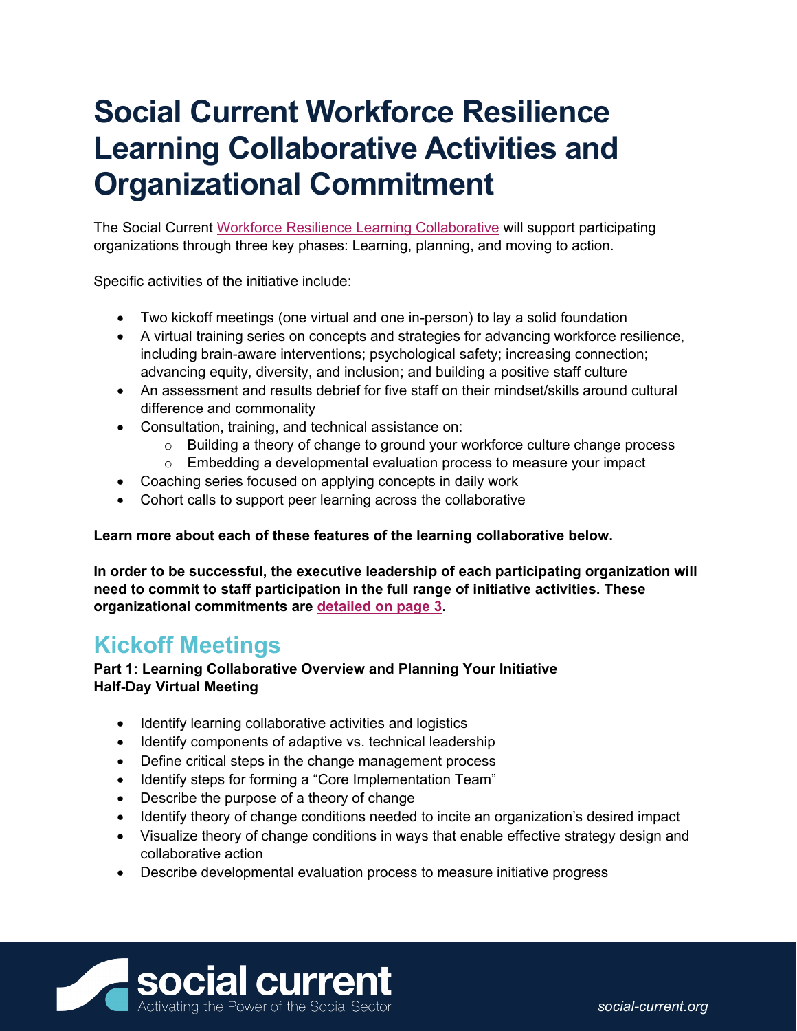# Social Current Workforce Resilience Learning Collaborative Activities and Organizational Commitment

The Social Current Workforce Resilience Learning Collaborative will support participating organizations through three key phases: Learning, planning, and moving to action.

Specific activities of the initiative include:

- Two kickoff meetings (one virtual and one in-person) to lay a solid foundation
- A virtual training series on concepts and strategies for advancing workforce resilience, including brain-aware interventions; psychological safety; increasing connection; advancing equity, diversity, and inclusion; and building a positive staff culture
- An assessment and results debrief for five staff on their mindset/skills around cultural difference and commonality
- Consultation, training, and technical assistance on:
  - Building a theory of change to ground your workforce culture change process
  - Embedding a developmental evaluation process to measure your impact
- Coaching series focused on applying concepts in daily work
- Cohort calls to support peer learning across the collaborative

**Learn more about each of these features of the learning collaborative below.**

**In order to be successful, the executive leadership of each participating organization will need to commit to staff participation in the full range of initiative activities. These organizational commitments are detailed on page 3.**

## Kickoff Meetings

**Part 1: Learning Collaborative Overview and Planning Your Initiative**
**Half-Day Virtual Meeting**

- Identify learning collaborative activities and logistics
- Identify components of adaptive vs. technical leadership
- Define critical steps in the change management process
- Identify steps for forming a "Core Implementation Team"
- Describe the purpose of a theory of change
- Identify theory of change conditions needed to incite an organization's desired impact
- Visualize theory of change conditions in ways that enable effective strategy design and collaborative action
- Describe developmental evaluation process to measure initiative progress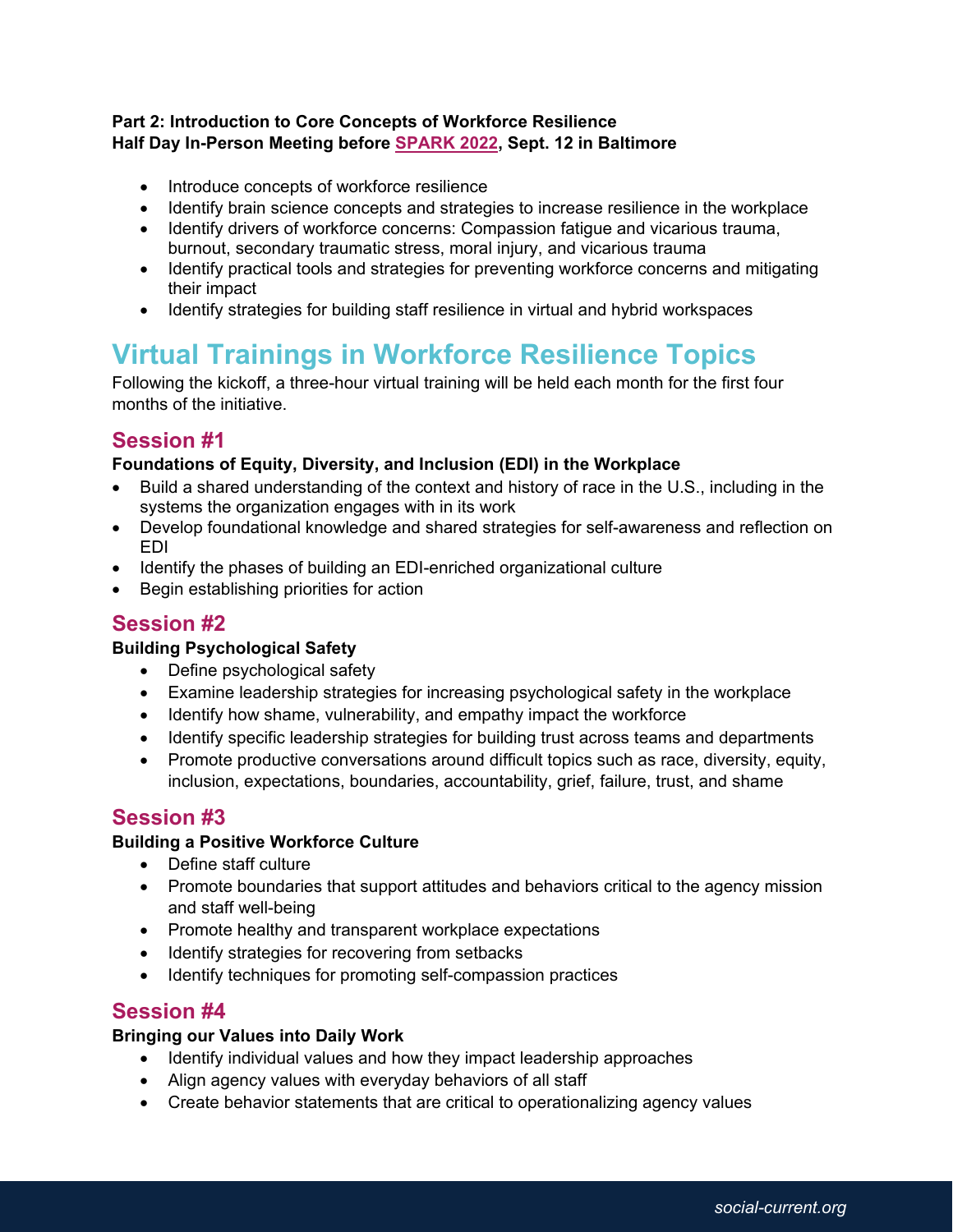**Part 2: Introduction to Core Concepts of Workforce Resilience**
**Half Day In-Person Meeting before SPARK 2022, Sept. 12 in Baltimore**

- Introduce concepts of workforce resilience
- Identify brain science concepts and strategies to increase resilience in the workplace
- Identify drivers of workforce concerns: Compassion fatigue and vicarious trauma, burnout, secondary traumatic stress, moral injury, and vicarious trauma
- Identify practical tools and strategies for preventing workforce concerns and mitigating their impact
- Identify strategies for building staff resilience in virtual and hybrid workspaces

# Virtual Trainings in Workforce Resilience Topics

Following the kickoff, a three-hour virtual training will be held each month for the first four months of the initiative.

## Session #1

**Foundations of Equity, Diversity, and Inclusion (EDI) in the Workplace**

- Build a shared understanding of the context and history of race in the U.S., including in the systems the organization engages with in its work
- Develop foundational knowledge and shared strategies for self-awareness and reflection on EDI
- Identify the phases of building an EDI-enriched organizational culture
- Begin establishing priorities for action

## Session #2

**Building Psychological Safety**

- Define psychological safety
- Examine leadership strategies for increasing psychological safety in the workplace
- Identify how shame, vulnerability, and empathy impact the workforce
- Identify specific leadership strategies for building trust across teams and departments
- Promote productive conversations around difficult topics such as race, diversity, equity, inclusion, expectations, boundaries, accountability, grief, failure, trust, and shame

## Session #3

**Building a Positive Workforce Culture**

- Define staff culture
- Promote boundaries that support attitudes and behaviors critical to the agency mission and staff well-being
- Promote healthy and transparent workplace expectations
- Identify strategies for recovering from setbacks
- Identify techniques for promoting self-compassion practices

## Session #4

**Bringing our Values into Daily Work**

- Identify individual values and how they impact leadership approaches
- Align agency values with everyday behaviors of all staff
- Create behavior statements that are critical to operationalizing agency values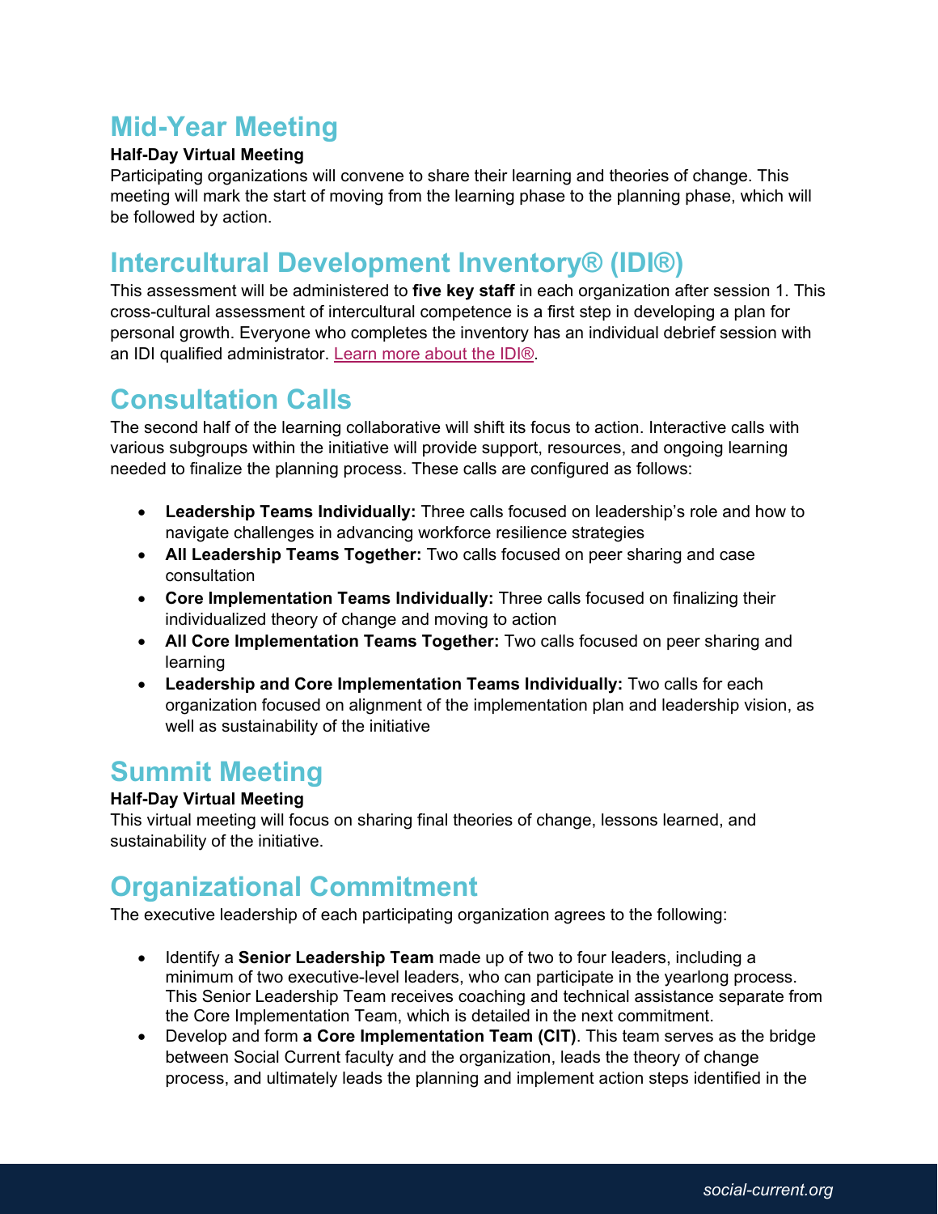## Mid-Year Meeting

**Half-Day Virtual Meeting**

Participating organizations will convene to share their learning and theories of change. This meeting will mark the start of moving from the learning phase to the planning phase, which will be followed by action.

## Intercultural Development Inventory® (IDI®)

This assessment will be administered to **five key staff** in each organization after session 1. This cross-cultural assessment of intercultural competence is a first step in developing a plan for personal growth. Everyone who completes the inventory has an individual debrief session with an IDI qualified administrator. Learn more about the IDI®.

## Consultation Calls

The second half of the learning collaborative will shift its focus to action. Interactive calls with various subgroups within the initiative will provide support, resources, and ongoing learning needed to finalize the planning process. These calls are configured as follows:

- **Leadership Teams Individually:** Three calls focused on leadership's role and how to navigate challenges in advancing workforce resilience strategies
- **All Leadership Teams Together:** Two calls focused on peer sharing and case consultation
- **Core Implementation Teams Individually:** Three calls focused on finalizing their individualized theory of change and moving to action
- **All Core Implementation Teams Together:** Two calls focused on peer sharing and learning
- **Leadership and Core Implementation Teams Individually:** Two calls for each organization focused on alignment of the implementation plan and leadership vision, as well as sustainability of the initiative

## Summit Meeting

**Half-Day Virtual Meeting**

This virtual meeting will focus on sharing final theories of change, lessons learned, and sustainability of the initiative.

## Organizational Commitment

The executive leadership of each participating organization agrees to the following:

- Identify a **Senior Leadership Team** made up of two to four leaders, including a minimum of two executive-level leaders, who can participate in the yearlong process. This Senior Leadership Team receives coaching and technical assistance separate from the Core Implementation Team, which is detailed in the next commitment.
- Develop and form **a Core Implementation Team (CIT)**. This team serves as the bridge between Social Current faculty and the organization, leads the theory of change process, and ultimately leads the planning and implement action steps identified in the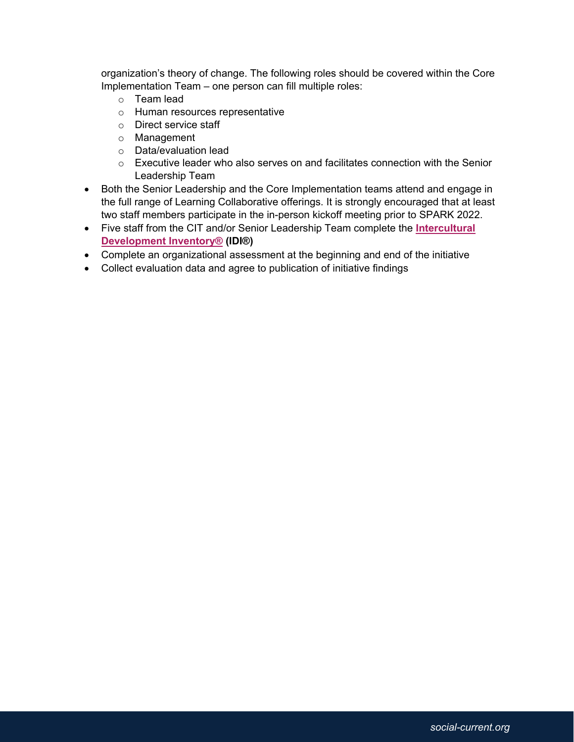organization's theory of change. The following roles should be covered within the Core Implementation Team – one person can fill multiple roles:
  - Team lead
  - Human resources representative
  - Direct service staff
  - Management
  - Data/evaluation lead
  - Executive leader who also serves on and facilitates connection with the Senior Leadership Team
- Both the Senior Leadership and the Core Implementation teams attend and engage in the full range of Learning Collaborative offerings. It is strongly encouraged that at least two staff members participate in the in-person kickoff meeting prior to SPARK 2022.
- Five staff from the CIT and/or Senior Leadership Team complete the **Intercultural Development Inventory® (IDI®)**
- Complete an organizational assessment at the beginning and end of the initiative
- Collect evaluation data and agree to publication of initiative findings